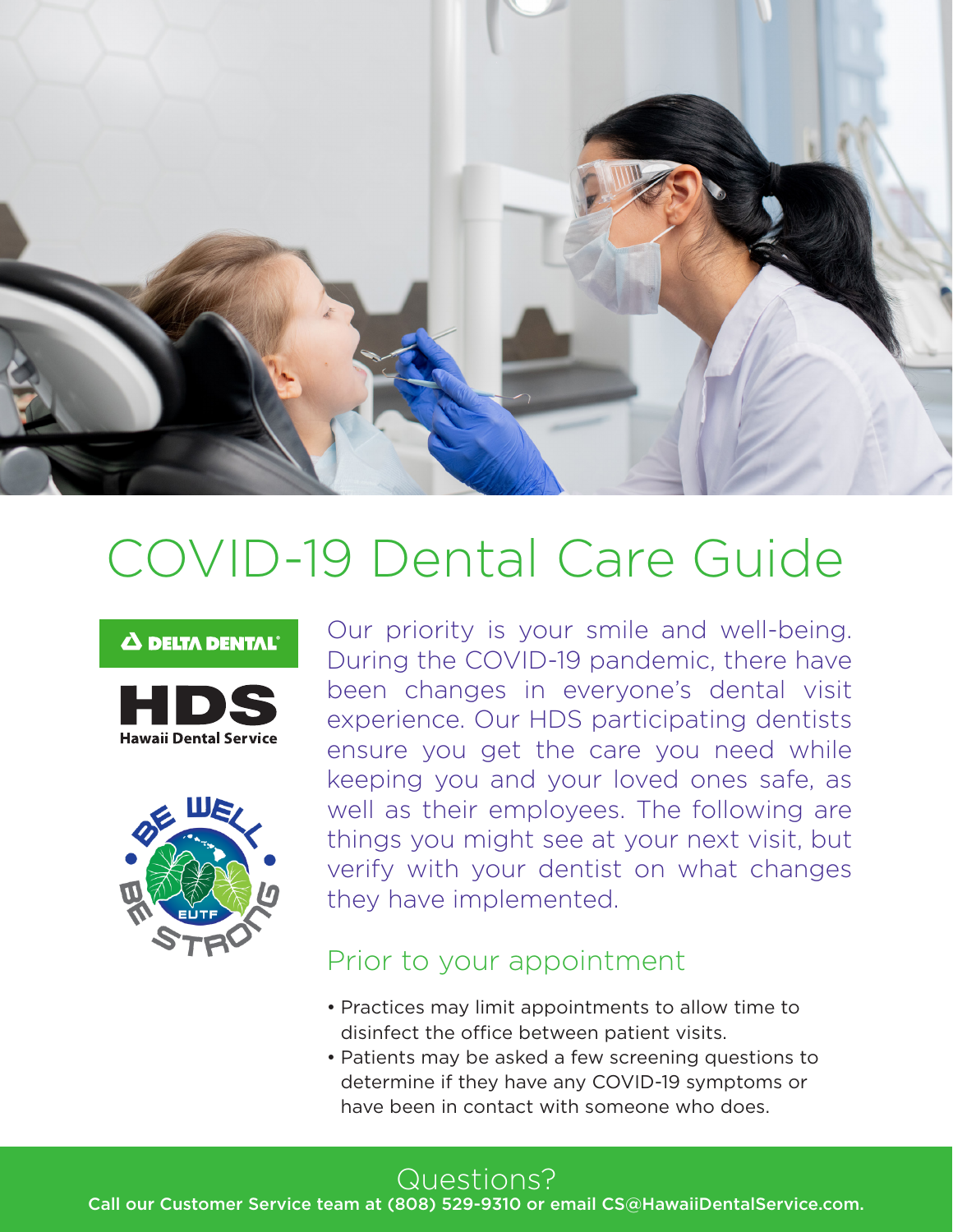# COVID-19 Dental Care Guide

DELTA DENTAL

HDS
Hawaii Dental Service

BE WELL BE STRONG EUTF

Our priority is your smile and well-being. During the COVID-19 pandemic, there have been changes in everyone's dental visit experience. Our HDS participating dentists ensure you get the care you need while keeping you and your loved ones safe, as well as their employees. The following are things you might see at your next visit, but verify with your dentist on what changes they have implemented.

## Prior to your appointment

- Practices may limit appointments to allow time to disinfect the office between patient visits.
- Patients may be asked a few screening questions to determine if they have any COVID-19 symptoms or have been in contact with someone who does.

## Questions?

**Call our Customer Service team at (808) 529-9310 or email CS@HawaiiDentalService.com.**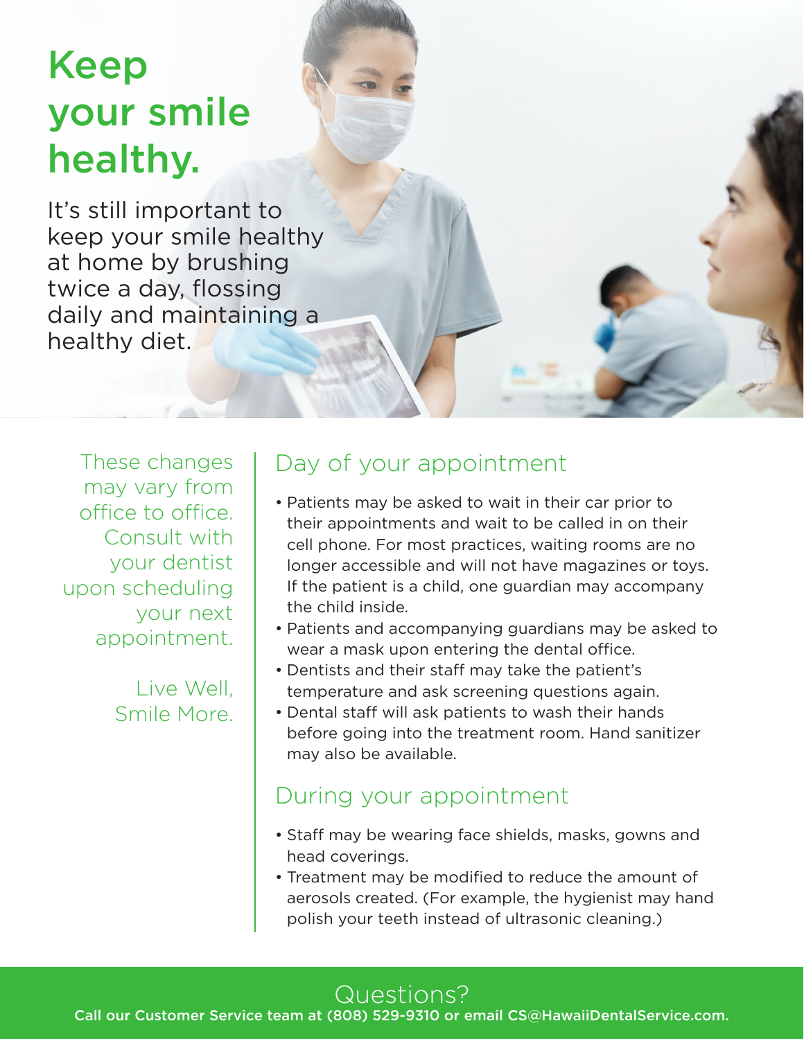# Keep your smile healthy.

It's still important to keep your smile healthy at home by brushing twice a day, flossing daily and maintaining a healthy diet.

These changes may vary from office to office. Consult with your dentist upon scheduling your next appointment.

Live Well, Smile More.

## Day of your appointment

- Patients may be asked to wait in their car prior to their appointments and wait to be called in on their cell phone. For most practices, waiting rooms are no longer accessible and will not have magazines or toys. If the patient is a child, one guardian may accompany the child inside.
- Patients and accompanying guardians may be asked to wear a mask upon entering the dental office.
- Dentists and their staff may take the patient's temperature and ask screening questions again.
- Dental staff will ask patients to wash their hands before going into the treatment room. Hand sanitizer may also be available.

## During your appointment

- Staff may be wearing face shields, masks, gowns and head coverings.
- Treatment may be modified to reduce the amount of aerosols created. (For example, the hygienist may hand polish your teeth instead of ultrasonic cleaning.)

## Questions?

**Call our Customer Service team at (808) 529-9310 or email CS@HawaiiDentalService.com.**